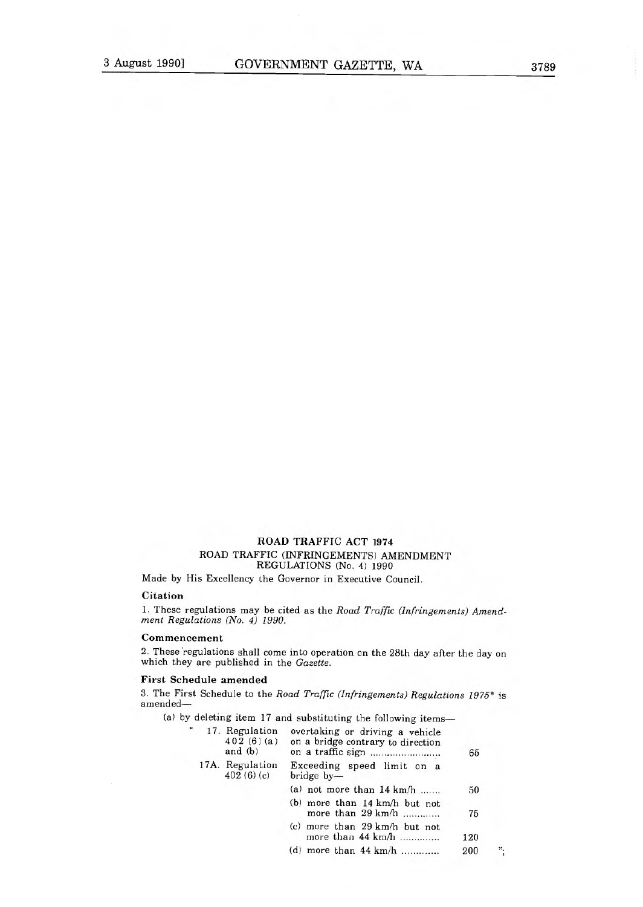## ROAD TRAFFIC ACT 1974

### ROAD TRAFFIC (INFRINGEMENTS) AMENDMENT REGULATIONS (No. 4) 1990

Made by His Excellency the Governor in Executive Council.

**Citation**

1. These regulations may be cited as the *Road Traffic (Infringements) Amendment Regulations (No. 4) 1990.*

**Commencement**

2. These regulations shall come into operation on the 28th day after the day on which they are published in the *Gazette.*

**First Schedule amended**

3. The First Schedule to the *Road Traffic (Infringements) Regulations 1975** is amended—

(a) by deleting item 17 and substituting the following items—

| | | |
|---|---|---|
| " 17. Regulation 402 (6) (a) and (b) | overtaking or driving a vehicle on a bridge contrary to direction on a traffic sign ........................ | 65 |
| 17A. Regulation 402 (6) (c) | Exceeding speed limit on a bridge by— | |
| | (a) not more than 14 km/h ....... | 50 |
| | (b) more than 14 km/h but not more than 29 km/h ............ | 75 |
| | (c) more than 29 km/h but not more than 44 km/h ............. | 120 |
| | (d) more than 44 km/h ............ | 200 "; |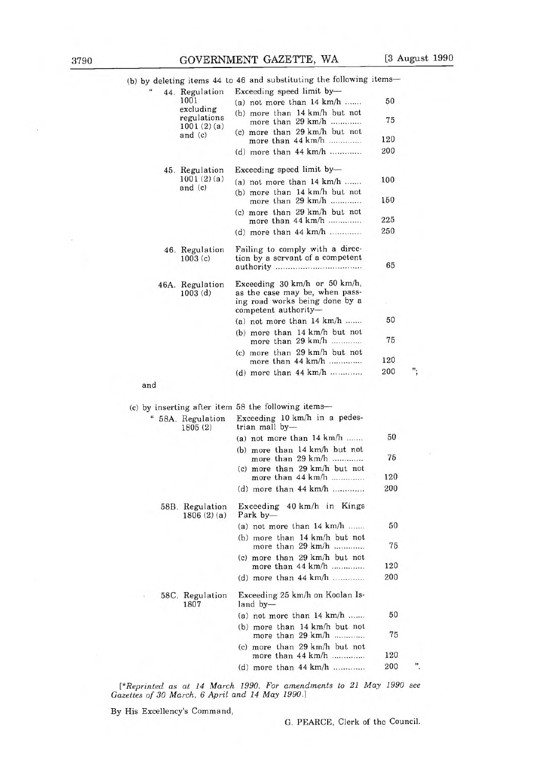(b) by deleting items 44 to 46 and substituting the following items—

| | | |
|---|---|---|
| " 44. Regulation 1001 excluding regulations 1001 (2) (a) and (c) | Exceeding speed limit by— | |
| | (a) not more than 14 km/h ....... | 50 |
| | (b) more than 14 km/h but not more than 29 km/h ............ | 75 |
| | (c) more than 29 km/h but not more than 44 km/h ............. | 120 |
| | (d) more than 44 km/h ............ | 200 |
| 45. Regulation 1001 (2) (a) and (c) | Exceeding speed limit by— | |
| | (a) not more than 14 km/h ....... | 100 |
| | (b) more than 14 km/h but not more than 29 km/h ............ | 150 |
| | (c) more than 29 km/h but not more than 44 km/h ............. | 225 |
| | (d) more than 44 km/h ............ | 250 |
| 46. Regulation 1003 (c) | Failing to comply with a direction by a servant of a competent authority .................................. | 65 |
| 46A. Regulation 1003 (d) | Exceeding 30 km/h or 50 km/h, as the case may be, when passing road works being done by a competent authority— | |
| | (a) not more than 14 km/h ....... | 50 |
| | (b) more than 14 km/h but not more than 29 km/h ............ | 75 |
| | (c) more than 29 km/h but not more than 44 km/h ............. | 120 |
| | (d) more than 44 km/h ............ | 200 "; |

and

(c) by inserting after item 58 the following items—

| | | |
|---|---|---|
| " 58A. Regulation 1805 (2) | Exceeding 10 km/h in a pedestrian mall by— | |
| | (a) not more than 14 km/h ....... | 50 |
| | (b) more than 14 km/h but not more than 29 km/h ............ | 75 |
| | (c) more than 29 km/h but not more than 44 km/h ............. | 120 |
| | (d) more than 44 km/h ............ | 200 |
| 58B. Regulation 1806 (2) (a) | Exceeding 40 km/h in Kings Park by— | |
| | (a) not more than 14 km/h ....... | 50 |
| | (b) more than 14 km/h but not more than 29 km/h ............ | 75 |
| | (c) more than 29 km/h but not more than 44 km/h ............. | 120 |
| | (d) more than 44 km/h ............ | 200 |
| 58C. Regulation 1807 | Exceeding 25 km/h on Koolan Island by— | |
| | (a) not more than 14 km/h ....... | 50 |
| | (b) more than 14 km/h but not more than 29 km/h ............ | 75 |
| | (c) more than 29 km/h but not more than 44 km/h ............. | 120 |
| | (d) more than 44 km/h ............ | 200 ". |

[**Reprinted as at 14 March 1990. For amendments to 21 May 1990 see Gazettes of 30 March, 6 April and 14 May 1990.*]

By His Excellency's Command,

G. PEARCE, Clerk of the Council.